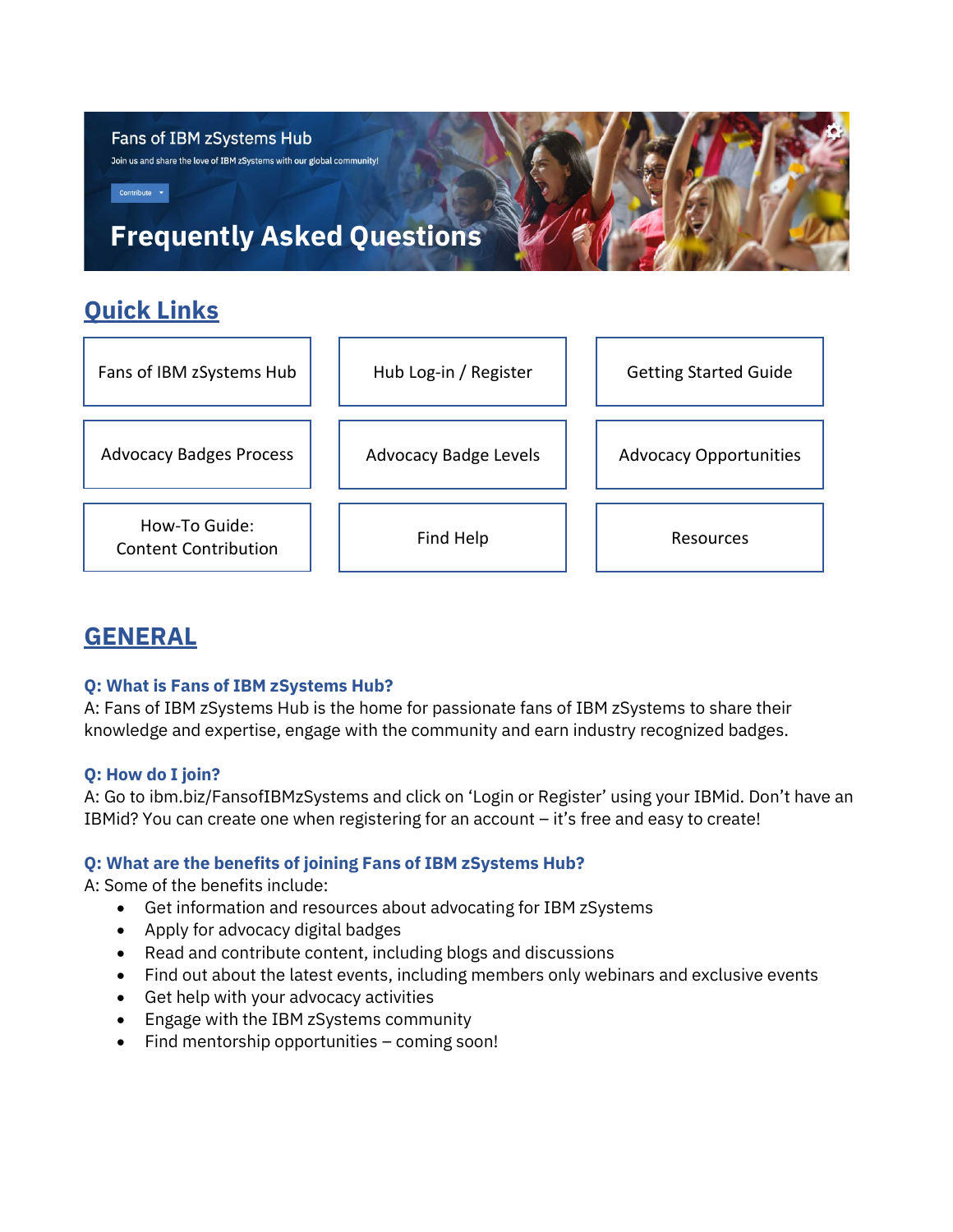Fans of IBM zSystems Hub

Join us and share the love of IBM zSystems with our global community!

Contribute

# Frequently Asked Questions

## Quick Links

| | | |
|---|---|---|
| Fans of IBM zSystems Hub | Hub Log-in / Register | Getting Started Guide |
| Advocacy Badges Process | Advocacy Badge Levels | Advocacy Opportunities |
| How-To Guide: Content Contribution | Find Help | Resources |

## GENERAL

**Q: What is Fans of IBM zSystems Hub?**

A: Fans of IBM zSystems Hub is the home for passionate fans of IBM zSystems to share their knowledge and expertise, engage with the community and earn industry recognized badges.

**Q: How do I join?**

A: Go to ibm.biz/FansofIBMzSystems and click on 'Login or Register' using your IBMid. Don't have an IBMid? You can create one when registering for an account – it's free and easy to create!

**Q: What are the benefits of joining Fans of IBM zSystems Hub?**

A: Some of the benefits include:

- Get information and resources about advocating for IBM zSystems
- Apply for advocacy digital badges
- Read and contribute content, including blogs and discussions
- Find out about the latest events, including members only webinars and exclusive events
- Get help with your advocacy activities
- Engage with the IBM zSystems community
- Find mentorship opportunities – coming soon!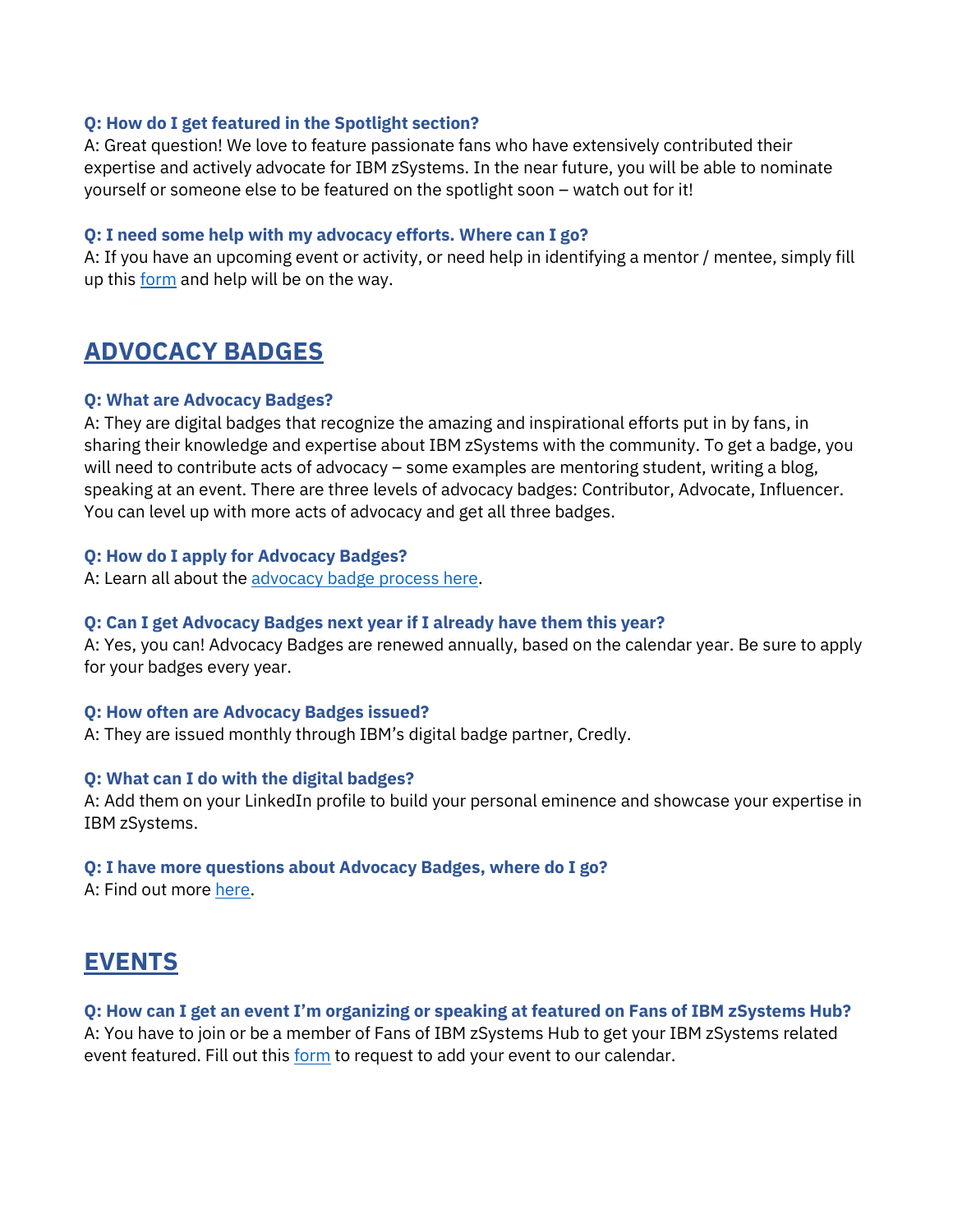**Q: How do I get featured in the Spotlight section?**
A: Great question! We love to feature passionate fans who have extensively contributed their expertise and actively advocate for IBM zSystems. In the near future, you will be able to nominate yourself or someone else to be featured on the spotlight soon – watch out for it!

**Q: I need some help with my advocacy efforts. Where can I go?**
A: If you have an upcoming event or activity, or need help in identifying a mentor / mentee, simply fill up this form and help will be on the way.

## ADVOCACY BADGES

**Q: What are Advocacy Badges?**
A: They are digital badges that recognize the amazing and inspirational efforts put in by fans, in sharing their knowledge and expertise about IBM zSystems with the community. To get a badge, you will need to contribute acts of advocacy – some examples are mentoring student, writing a blog, speaking at an event. There are three levels of advocacy badges: Contributor, Advocate, Influencer. You can level up with more acts of advocacy and get all three badges.

**Q: How do I apply for Advocacy Badges?**
A: Learn all about the advocacy badge process here.

**Q: Can I get Advocacy Badges next year if I already have them this year?**
A: Yes, you can! Advocacy Badges are renewed annually, based on the calendar year. Be sure to apply for your badges every year.

**Q: How often are Advocacy Badges issued?**
A: They are issued monthly through IBM's digital badge partner, Credly.

**Q: What can I do with the digital badges?**
A: Add them on your LinkedIn profile to build your personal eminence and showcase your expertise in IBM zSystems.

**Q: I have more questions about Advocacy Badges, where do I go?**
A: Find out more here.

## EVENTS

**Q: How can I get an event I'm organizing or speaking at featured on Fans of IBM zSystems Hub?**
A: You have to join or be a member of Fans of IBM zSystems Hub to get your IBM zSystems related event featured. Fill out this form to request to add your event to our calendar.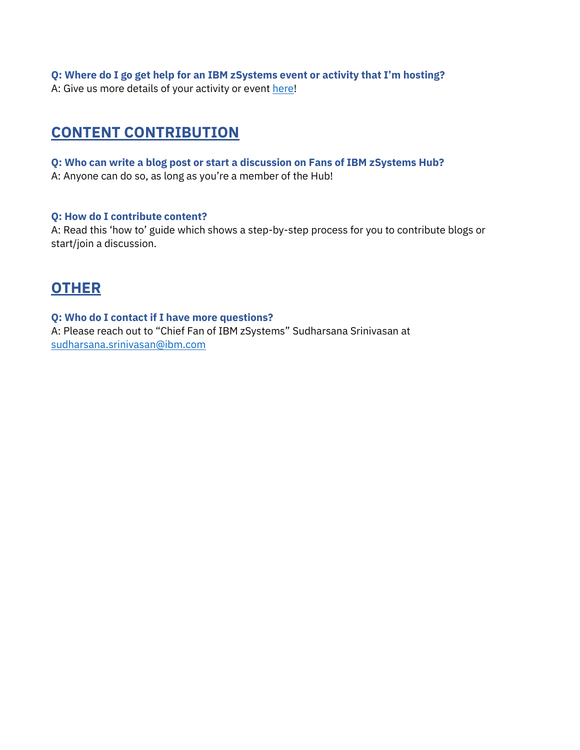**Q: Where do I go get help for an IBM zSystems event or activity that I'm hosting?**
A: Give us more details of your activity or event here!

## CONTENT CONTRIBUTION

**Q: Who can write a blog post or start a discussion on Fans of IBM zSystems Hub?**
A: Anyone can do so, as long as you're a member of the Hub!

**Q: How do I contribute content?**
A: Read this 'how to' guide which shows a step-by-step process for you to contribute blogs or start/join a discussion.

## OTHER

**Q: Who do I contact if I have more questions?**
A: Please reach out to "Chief Fan of IBM zSystems" Sudharsana Srinivasan at sudharsana.srinivasan@ibm.com